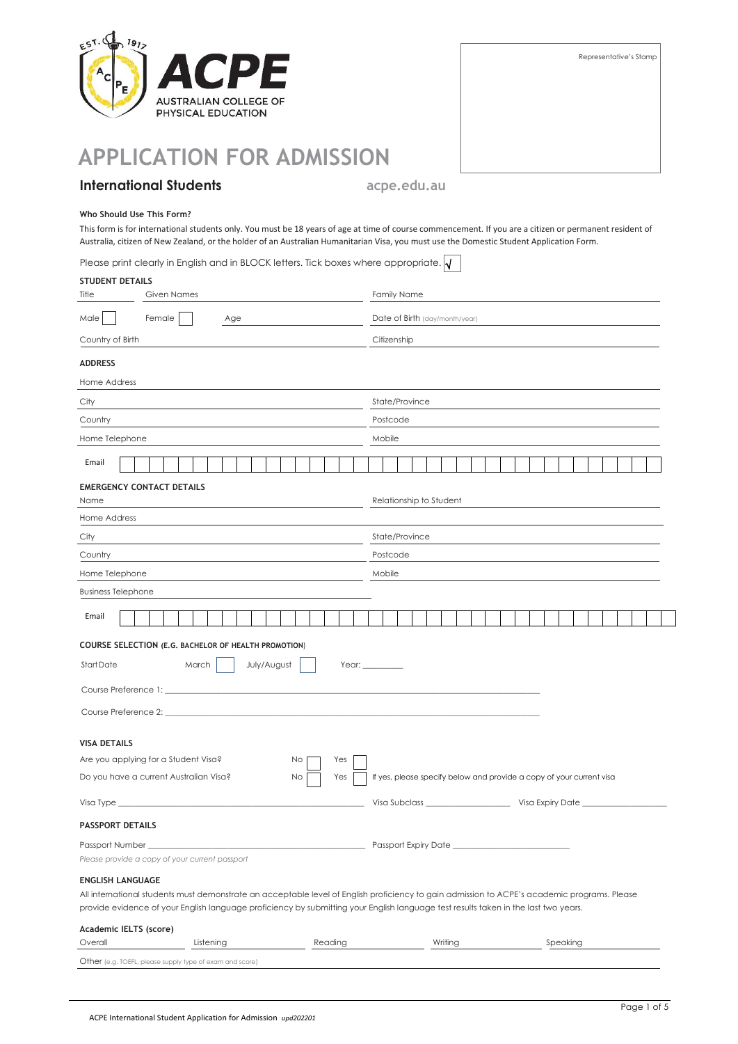EST. 1917

ACPE
AUSTRALIAN COLLEGE OF PHYSICAL EDUCATION

Representative's Stamp

# APPLICATION FOR ADMISSION

## International Students

acpe.edu.au

**Who Should Use This Form?**

This form is for international students only. You must be 18 years of age at time of course commencement. If you are a citizen or permanent resident of Australia, citizen of New Zealand, or the holder of an Australian Humanitarian Visa, you must use the Domestic Student Application Form.

Please print clearly in English and in BLOCK letters. Tick boxes where appropriate. √

**STUDENT DETAILS**

Title ______ Given Names ______________________ Family Name ______________________

Male ☐ Female ☐ Age ______ Date of Birth (day/month/year) ______________________

Country of Birth ______________________ Citizenship ______________________

**ADDRESS**

Home Address ______________________________________________

City ______________________ State/Province ______________________

Country ______________________ Postcode ______________________

Home Telephone ______________________ Mobile ______________________

Email ______________________________________________

**EMERGENCY CONTACT DETAILS**

Name ______________________ Relationship to Student ______________________

Home Address ______________________________________________

City ______________________ State/Province ______________________

Country ______________________ Postcode ______________________

Home Telephone ______________________ Mobile ______________________

Business Telephone ______________________

Email ______________________________________________

**COURSE SELECTION (E.G. BACHELOR OF HEALTH PROMOTION)**

Start Date March ☐ July/August ☐ Year: _________

Course Preference 1: ______________________________________________

Course Preference 2: ______________________________________________

**VISA DETAILS**

Are you applying for a Student Visa? No ☐ Yes ☐

Do you have a current Australian Visa? No ☐ Yes ☐ If yes, please specify below and provide a copy of your current visa

Visa Type ______________________ Visa Subclass ______________ Visa Expiry Date ______________

**PASSPORT DETAILS**

Passport Number ______________________ Passport Expiry Date ______________________

*Please provide a copy of your current passport*

**ENGLISH LANGUAGE**

All international students must demonstrate an acceptable level of English proficiency to gain admission to ACPE's academic programs. Please provide evidence of your English language proficiency by submitting your English language test results taken in the last two years.

**Academic IELTS (score)**

Overall ________ Listening ________ Reading ________ Writing ________ Speaking ________

Other (e.g. TOEFL, please supply type of exam and score) ______________________

ACPE International Student Application for Admission *upd202201*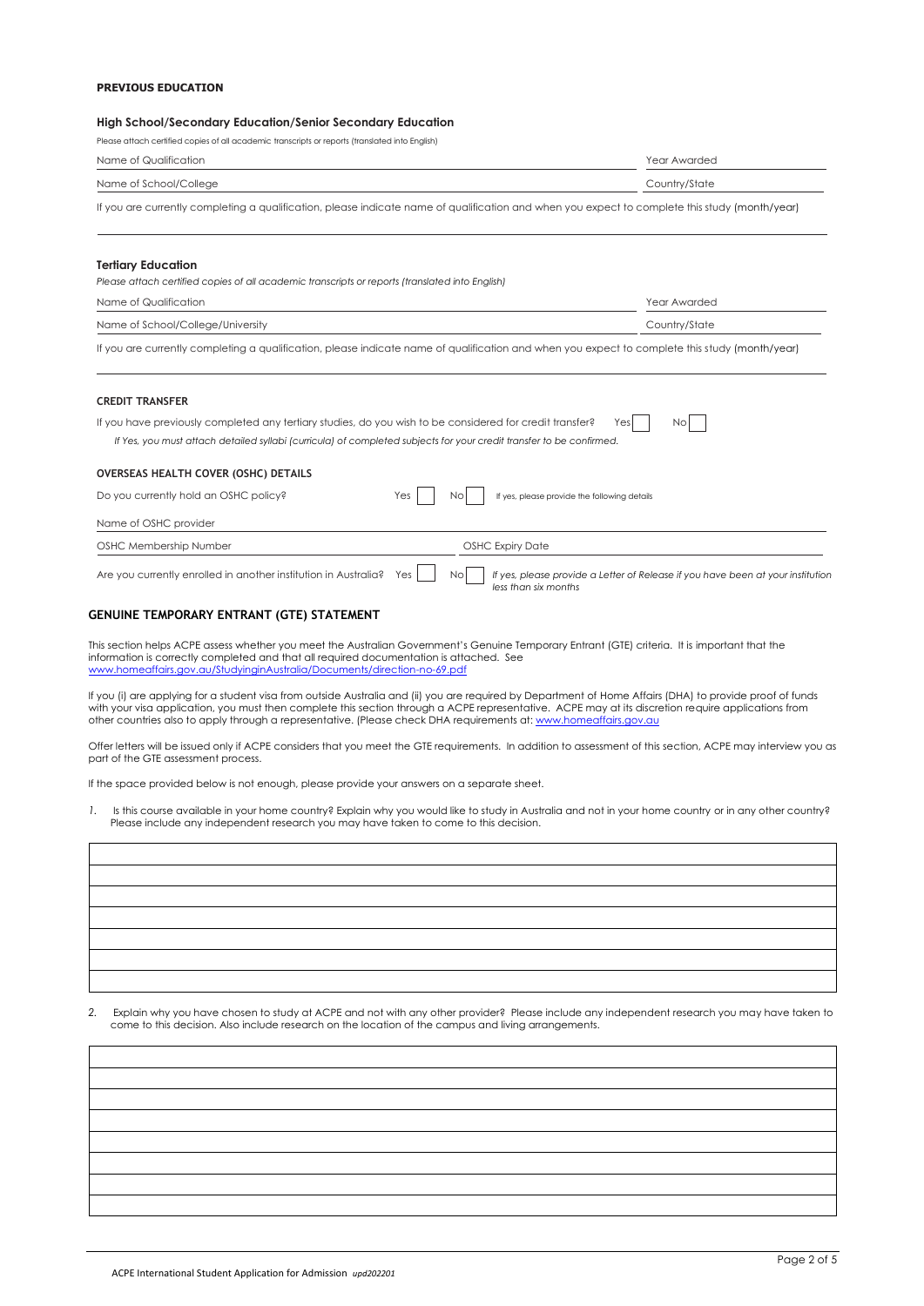**PREVIOUS EDUCATION**

### High School/Secondary Education/Senior Secondary Education

Please attach certified copies of all academic transcripts or reports (translated into English)

Name of Qualification ______________________ Year Awarded ______

Name of School/College ______________________ Country/State ______

If you are currently completing a qualification, please indicate name of qualification and when you expect to complete this study (month/year)

______________________________________________

### Tertiary Education

*Please attach certified copies of all academic transcripts or reports (translated into English)*

Name of Qualification ______________________ Year Awarded ______

Name of School/College/University ______________________ Country/State ______

If you are currently completing a qualification, please indicate name of qualification and when you expect to complete this study (month/year)

______________________________________________

**CREDIT TRANSFER**

If you have previously completed any tertiary studies, do you wish to be considered for credit transfer? Yes ☐ No ☐

*If Yes, you must attach detailed syllabi (curricula) of completed subjects for your credit transfer to be confirmed.*

**OVERSEAS HEALTH COVER (OSHC) DETAILS**

Do you currently hold an OSHC policy? Yes ☐ No ☐ If yes, please provide the following details

Name of OSHC provider ______________________

OSHC Membership Number ______________________ OSHC Expiry Date ______________________

Are you currently enrolled in another institution in Australia? Yes ☐ No ☐ *If yes, please provide a Letter of Release if you have been at your institution less than six months*

## GENUINE TEMPORARY ENTRANT (GTE) STATEMENT

This section helps ACPE assess whether you meet the Australian Government's Genuine Temporary Entrant (GTE) criteria. It is important that the information is correctly completed and that all required documentation is attached. See www.homeaffairs.gov.au/StudyinginAustralia/Documents/direction-no-69.pdf

If you (i) are applying for a student visa from outside Australia and (ii) you are required by Department of Home Affairs (DHA) to provide proof of funds with your visa application, you must then complete this section through a ACPE representative. ACPE may at its discretion require applications from other countries also to apply through a representative. (Please check DHA requirements at: www.homeaffairs.gov.au

Offer letters will be issued only if ACPE considers that you meet the GTE requirements. In addition to assessment of this section, ACPE may interview you as part of the GTE assessment process.

If the space provided below is not enough, please provide your answers on a separate sheet.

1. Is this course available in your home country? Explain why you would like to study in Australia and not in your home country or in any other country? Please include any independent research you may have taken to come to this decision.

______________________________________________

2. Explain why you have chosen to study at ACPE and not with any other provider? Please include any independent research you may have taken to come to this decision. Also include research on the location of the campus and living arrangements.

______________________________________________

ACPE International Student Application for Admission *upd202201*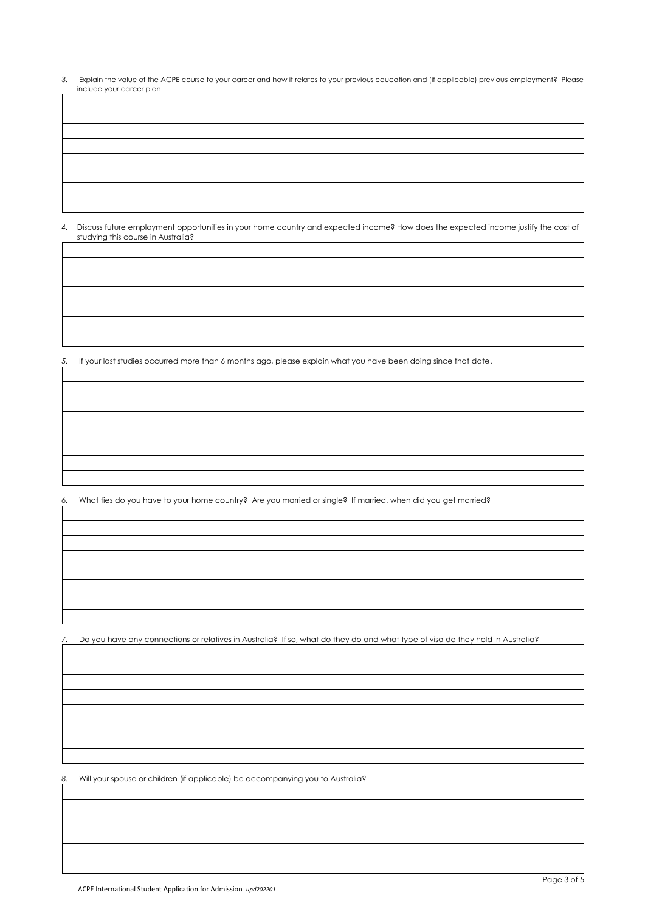3. Explain the value of the ACPE course to your career and how it relates to your previous education and (if applicable) previous employment? Please include your career plan.

| |
|---|
| |
| |
| |
| |
| |
| |
| |

4. Discuss future employment opportunities in your home country and expected income? How does the expected income justify the cost of studying this course in Australia?

| |
|---|
| |
| |
| |
| |
| |
| |

5. If your last studies occurred more than 6 months ago, please explain what you have been doing since that date.

| |
|---|
| |
| |
| |
| |
| |
| |
| |

6. What ties do you have to your home country? Are you married or single? If married, when did you get married?

| |
|---|
| |
| |
| |
| |
| |
| |
| |

7. Do you have any connections or relatives in Australia? If so, what do they do and what type of visa do they hold in Australia?

| |
|---|
| |
| |
| |
| |
| |
| |
| |

8. Will your spouse or children (if applicable) be accompanying you to Australia?

| |
|---|
| |
| |
| |
| |
| |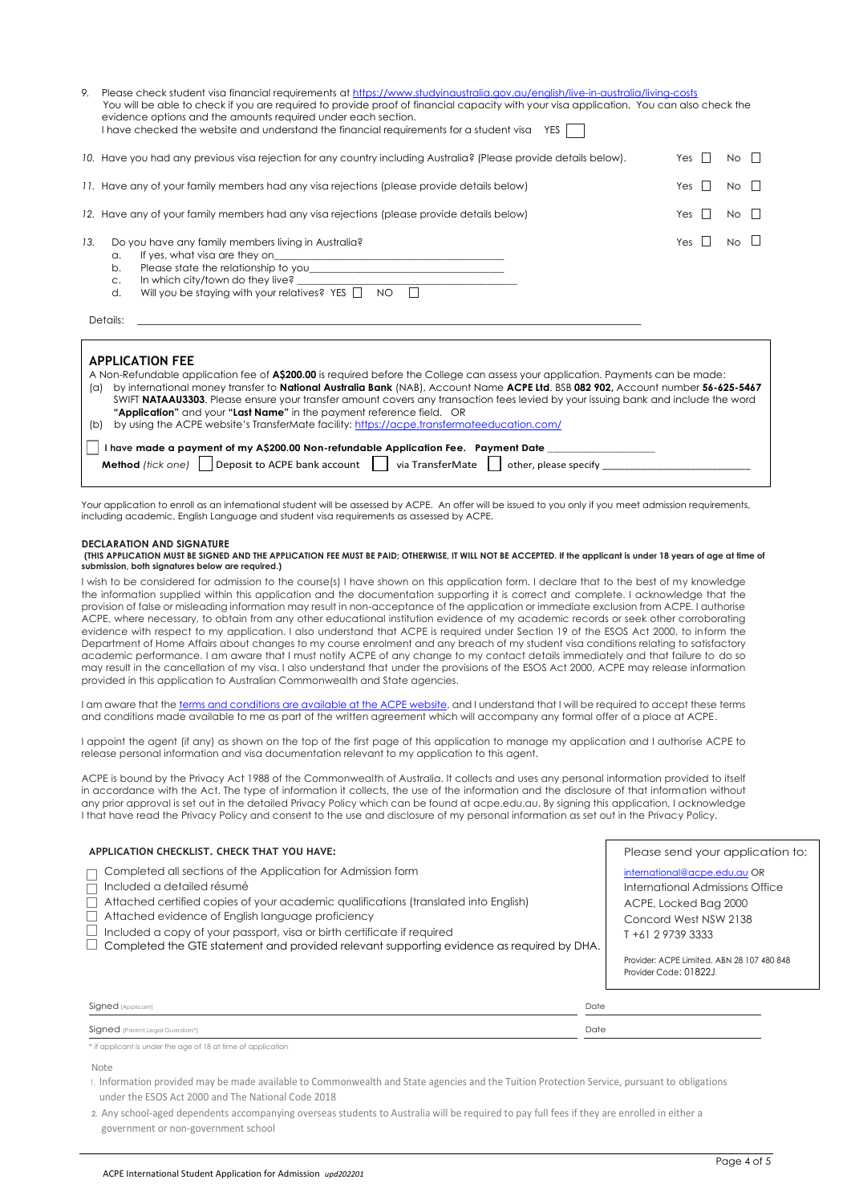9. Please check student visa financial requirements at https://www.studyinaustralia.gov.au/english/live-in-australia/living-costs
You will be able to check if you are required to provide proof of financial capacity with your visa application. You can also check the evidence options and the amounts required under each section.
I have checked the website and understand the financial requirements for a student visa YES ☐

10. Have you had any previous visa rejection for any country including Australia? (Please provide details below). Yes ☐ No ☐

11. Have any of your family members had any visa rejections (please provide details below) Yes ☐ No ☐

12. Have any of your family members had any visa rejections (please provide details below) Yes ☐ No ☐

13. Do you have any family members living in Australia? Yes ☐ No ☐
   a. If yes, what visa are they on\_\_\_\_\_\_\_\_\_\_\_\_\_\_\_\_\_\_\_\_\_\_\_\_\_\_\_\_\_\_\_\_\_\_\_\_
   b. Please state the relationship to you\_\_\_\_\_\_\_\_\_\_\_\_\_\_\_\_\_\_\_\_\_\_\_\_\_\_\_\_\_\_\_\_
   c. In which city/town do they live? \_\_\_\_\_\_\_\_\_\_\_\_\_\_\_\_\_\_\_\_\_\_\_\_\_\_\_\_\_\_\_\_\_\_
   d. Will you be staying with your relatives? YES ☐ NO ☐

Details: \_\_\_\_\_\_\_\_\_\_\_\_\_\_\_\_\_\_\_\_\_\_\_\_\_\_\_\_\_\_\_\_\_\_\_\_\_\_\_\_\_\_\_\_\_\_\_\_\_\_\_\_\_\_\_\_\_\_\_\_\_\_\_\_\_\_\_\_\_\_\_\_\_\_\_\_

## APPLICATION FEE

A Non-Refundable application fee of **A$200.00** is required before the College can assess your application. Payments can be made:

(a) by international money transfer to **National Australia Bank** (NAB), Account Name **ACPE Ltd**. BSB **082 902**, Account number **56-625-5467** SWIFT **NATAAU3303**. Please ensure your transfer amount covers any transaction fees levied by your issuing bank and include the word **"Application"** and your **"Last Name"** in the payment reference field. OR

(b) by using the ACPE website's TransferMate facility: https://acpe.transfermateeducation.com/

☐ **I have made a payment of my A$200.00 Non-refundable Application Fee. Payment Date** \_\_\_\_\_\_\_\_\_\_\_\_\_\_\_\_\_\_

**Method** *(tick one)* ☐ Deposit to ACPE bank account ☐ via TransferMate ☐ other, please specify \_\_\_\_\_\_\_\_\_\_\_\_\_\_\_\_\_\_\_\_\_\_\_\_\_\_

Your application to enroll as an international student will be assessed by ACPE. An offer will be issued to you only if you meet admission requirements, including academic, English Language and student visa requirements as assessed by ACPE.

### DECLARATION AND SIGNATURE

**(THIS APPLICATION MUST BE SIGNED AND THE APPLICATION FEE MUST BE PAID; OTHERWISE, IT WILL NOT BE ACCEPTED. If the applicant is under 18 years of age at time of submission, both signatures below are required.)**

I wish to be considered for admission to the course(s) I have shown on this application form. I declare that to the best of my knowledge the information supplied within this application and the documentation supporting it is correct and complete. I acknowledge that the provision of false or misleading information may result in non-acceptance of the application or immediate exclusion from ACPE. I authorise ACPE, where necessary, to obtain from any other educational institution evidence of my academic records or seek other corroborating evidence with respect to my application. I also understand that ACPE is required under Section 19 of the ESOS Act 2000, to inform the Department of Home Affairs about changes to my course enrolment and any breach of my student visa conditions relating to satisfactory academic performance. I am aware that I must notify ACPE of any change to my contact details immediately and that failure to do so may result in the cancellation of my visa. I also understand that under the provisions of the ESOS Act 2000, ACPE may release information provided in this application to Australian Commonwealth and State agencies.

I am aware that the terms and conditions are available at the ACPE website, and I understand that I will be required to accept these terms and conditions made available to me as part of the written agreement which will accompany any formal offer of a place at ACPE.

I appoint the agent (if any) as shown on the top of the first page of this application to manage my application and I authorise ACPE to release personal information and visa documentation relevant to my application to this agent.

ACPE is bound by the Privacy Act 1988 of the Commonwealth of Australia. It collects and uses any personal information provided to itself in accordance with the Act. The type of information it collects, the use of the information and the disclosure of that information without any prior approval is set out in the detailed Privacy Policy which can be found at acpe.edu.au. By signing this application, I acknowledge I that have read the Privacy Policy and consent to the use and disclosure of my personal information as set out in the Privacy Policy.

#### APPLICATION CHECKLIST. CHECK THAT YOU HAVE:

- ☐ Completed all sections of the Application for Admission form
- ☐ Included a detailed résumé
- ☐ Attached certified copies of your academic qualifications (translated into English)
- ☐ Attached evidence of English language proficiency
- ☐ Included a copy of your passport, visa or birth certificate if required
- ☐ Completed the GTE statement and provided relevant supporting evidence as required by DHA.

Please send your application to:

international@acpe.edu.au OR
International Admissions Office
ACPE, Locked Bag 2000
Concord West NSW 2138
T +61 2 9739 3333

Provider: ACPE Limited. ABN 28 107 480 848
Provider Code: 01822J

Signed (Applicant) \_\_\_\_\_\_\_\_\_\_\_\_\_\_\_\_\_\_\_\_\_\_\_\_\_\_\_\_\_\_\_\_ Date \_\_\_\_\_\_\_\_\_\_\_\_\_\_\_\_

Signed (Parent,Legal Guardian*) \_\_\_\_\_\_\_\_\_\_\_\_\_\_\_\_\_\_\_\_\_\_\_\_\_\_ Date \_\_\_\_\_\_\_\_\_\_\_\_\_\_\_\_

\* if applicant is under the age of 18 at time of application

Note

1. Information provided may be made available to Commonwealth and State agencies and the Tuition Protection Service, pursuant to obligations under the ESOS Act 2000 and The National Code 2018
2. Any school-aged dependents accompanying overseas students to Australia will be required to pay full fees if they are enrolled in either a government or non-government school

ACPE International Student Application for Admission *upd202201*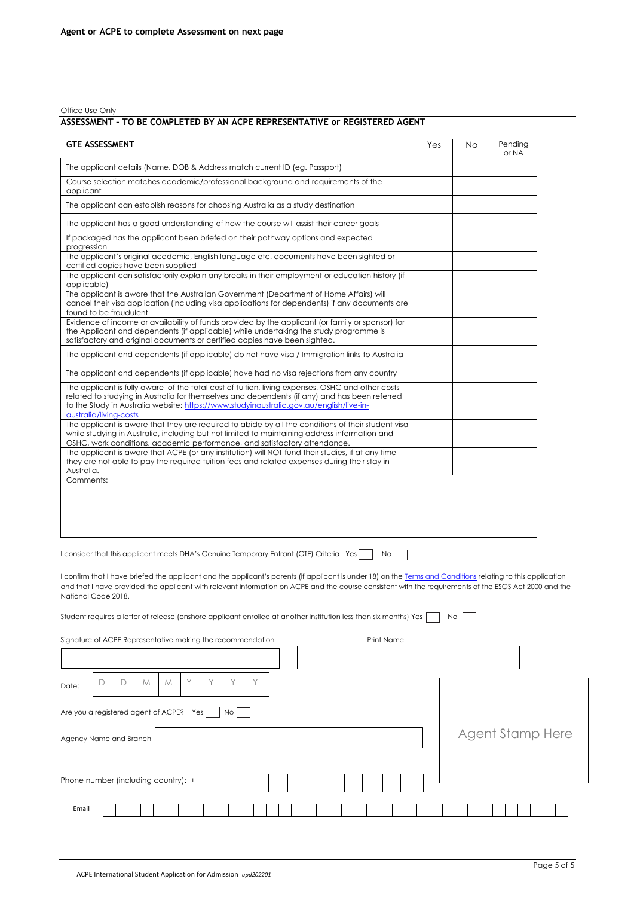**Agent or ACPE to complete Assessment on next page**

Office Use Only

## ASSESSMENT – TO BE COMPLETED BY AN ACPE REPRESENTATIVE or REGISTERED AGENT

| GTE ASSESSMENT | Yes | No | Pending or NA |
|---|---|---|---|
| The applicant details (Name, DOB & Address match current ID (eg. Passport) | | | |
| Course selection matches academic/professional background and requirements of the applicant | | | |
| The applicant can establish reasons for choosing Australia as a study destination | | | |
| The applicant has a good understanding of how the course will assist their career goals | | | |
| If packaged has the applicant been briefed on their pathway options and expected progression | | | |
| The applicant's original academic, English language etc. documents have been sighted or certified copies have been supplied | | | |
| The applicant can satisfactorily explain any breaks in their employment or education history (if applicable) | | | |
| The applicant is aware that the Australian Government (Department of Home Affairs) will cancel their visa application (including visa applications for dependents) if any documents are found to be fraudulent | | | |
| Evidence of income or availability of funds provided by the applicant (or family or sponsor) for the Applicant and dependents (if applicable) while undertaking the study programme is satisfactory and original documents or certified copies have been sighted. | | | |
| The applicant and dependents (if applicable) do not have visa / Immigration links to Australia | | | |
| The applicant and dependents (if applicable) have had no visa rejections from any country | | | |
| The applicant is fully aware of the total cost of tuition, living expenses, OSHC and other costs related to studying in Australia for themselves and dependents (if any) and has been referred to the Study in Australia website: https://www.studyinaustralia.gov.au/english/live-in-australia/living-costs | | | |
| The applicant is aware that they are required to abide by all the conditions of their student visa while studying in Australia, including but not limited to maintaining address information and OSHC, work conditions, academic performance, and satisfactory attendance. | | | |
| The applicant is aware that ACPE (or any institution) will NOT fund their studies, if at any time they are not able to pay the required tuition fees and related expenses during their stay in Australia. | | | |

Comments:

I consider that this applicant meets DHA's Genuine Temporary Entrant (GTE) Criteria Yes ☐ No ☐

I confirm that I have briefed the applicant and the applicant's parents (if applicant is under 18) on the Terms and Conditions relating to this application and that I have provided the applicant with relevant information on ACPE and the course consistent with the requirements of the ESOS Act 2000 and the National Code 2018.

Student requires a letter of release (onshore applicant enrolled at another institution less than six months) Yes ☐ No ☐

Signature of ACPE Representative making the recommendation: ____________________

Print Name: ____________________

Date: D D M M Y Y Y Y

Are you a registered agent of ACPE? Yes ☐ No ☐

Agency Name and Branch: ____________________

Phone number (including country): + ____________________

Email: ____________________

Agent Stamp Here